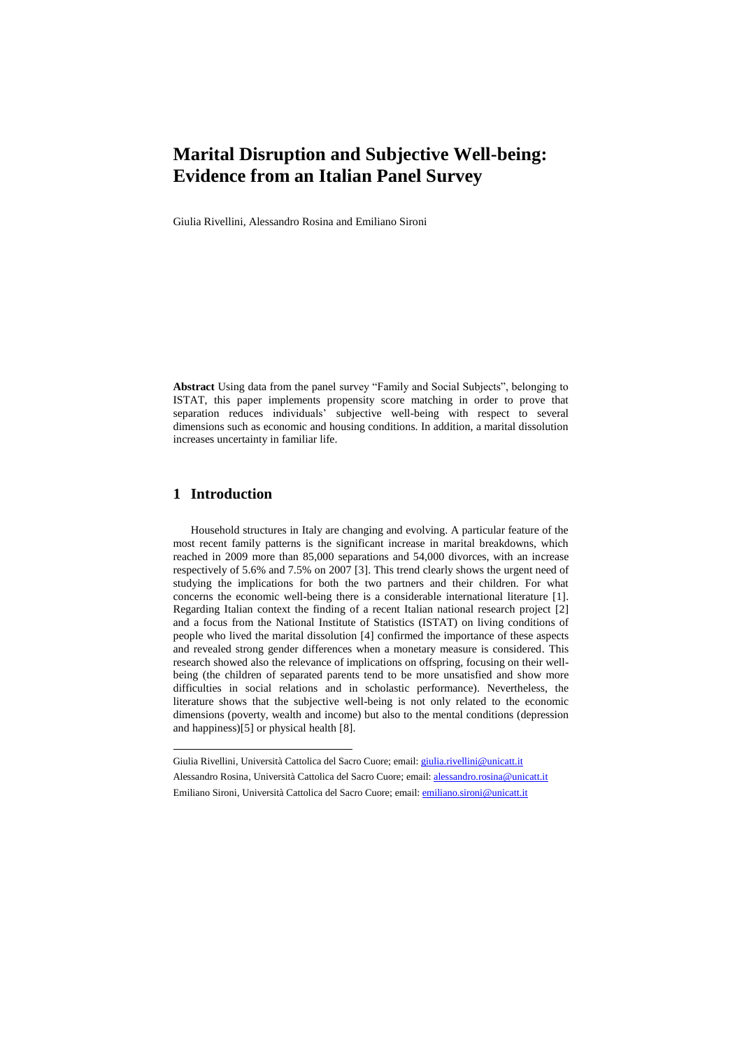# Marital Disruption and Subjective Well-being: Evidence from an Italian Panel Survey

Giulia Rivellini, Alessandro Rosina and Emiliano Sironi

**Abstract** Using data from the panel survey "Family and Social Subjects", belonging to ISTAT, this paper implements propensity score matching in order to prove that separation reduces individuals' subjective well-being with respect to several dimensions such as economic and housing conditions. In addition, a marital dissolution increases uncertainty in familiar life.

## 1 Introduction

Household structures in Italy are changing and evolving. A particular feature of the most recent family patterns is the significant increase in marital breakdowns, which reached in 2009 more than 85,000 separations and 54,000 divorces, with an increase respectively of 5.6% and 7.5% on 2007 [3]. This trend clearly shows the urgent need of studying the implications for both the two partners and their children. For what concerns the economic well-being there is a considerable international literature [1]. Regarding Italian context the finding of a recent Italian national research project [2] and a focus from the National Institute of Statistics (ISTAT) on living conditions of people who lived the marital dissolution [4] confirmed the importance of these aspects and revealed strong gender differences when a monetary measure is considered. This research showed also the relevance of implications on offspring, focusing on their well-being (the children of separated parents tend to be more unsatisfied and show more difficulties in social relations and in scholastic performance). Nevertheless, the literature shows that the subjective well-being is not only related to the economic dimensions (poverty, wealth and income) but also to the mental conditions (depression and happiness)[5] or physical health [8].

---

Giulia Rivellini, Università Cattolica del Sacro Cuore; email: giulia.rivellini@unicatt.it

Alessandro Rosina, Università Cattolica del Sacro Cuore; email: alessandro.rosina@unicatt.it

Emiliano Sironi, Università Cattolica del Sacro Cuore; email: emiliano.sironi@unicatt.it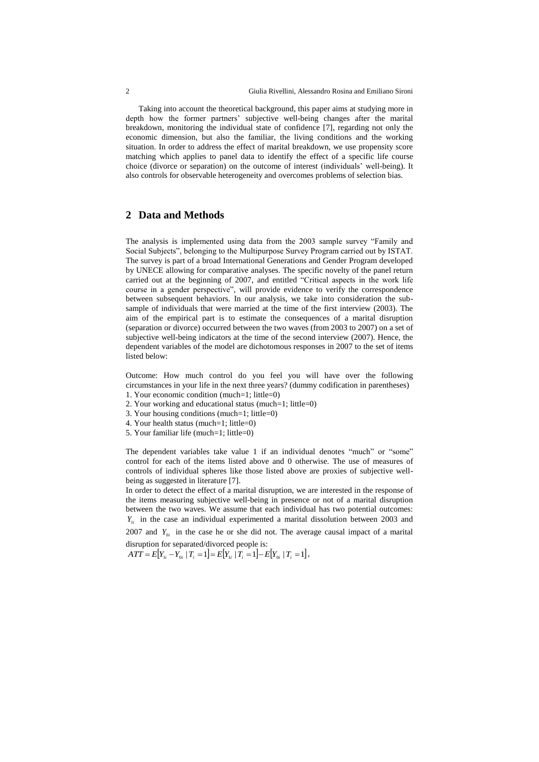Taking into account the theoretical background, this paper aims at studying more in depth how the former partners' subjective well-being changes after the marital breakdown, monitoring the individual state of confidence [7], regarding not only the economic dimension, but also the familiar, the living conditions and the working situation. In order to address the effect of marital breakdown, we use propensity score matching which applies to panel data to identify the effect of a specific life course choice (divorce or separation) on the outcome of interest (individuals' well-being). It also controls for observable heterogeneity and overcomes problems of selection bias.

## 2 Data and Methods

The analysis is implemented using data from the 2003 sample survey "Family and Social Subjects", belonging to the Multipurpose Survey Program carried out by ISTAT. The survey is part of a broad International Generations and Gender Program developed by UNECE allowing for comparative analyses. The specific novelty of the panel return carried out at the beginning of 2007, and entitled "Critical aspects in the work life course in a gender perspective", will provide evidence to verify the correspondence between subsequent behaviors. In our analysis, we take into consideration the sub-sample of individuals that were married at the time of the first interview (2003). The aim of the empirical part is to estimate the consequences of a marital disruption (separation or divorce) occurred between the two waves (from 2003 to 2007) on a set of subjective well-being indicators at the time of the second interview (2007). Hence, the dependent variables of the model are dichotomous responses in 2007 to the set of items listed below:

Outcome: How much control do you feel you will have over the following circumstances in your life in the next three years? (dummy codification in parentheses)
1. Your economic condition (much=1; little=0)
2. Your working and educational status (much=1; little=0)
3. Your housing conditions (much=1; little=0)
4. Your health status (much=1; little=0)
5. Your familiar life (much=1; little=0)

The dependent variables take value 1 if an individual denotes "much" or "some" control for each of the items listed above and 0 otherwise. The use of measures of controls of individual spheres like those listed above are proxies of subjective well-being as suggested in literature [7].

In order to detect the effect of a marital disruption, we are interested in the response of the items measuring subjective well-being in presence or not of a marital disruption between the two waves. We assume that each individual has two potential outcomes: $Y_{1i}$ in the case an individual experimented a marital dissolution between 2003 and 2007 and $Y_{0i}$ in the case he or she did not. The average causal impact of a marital disruption for separated/divorced people is:

$$ATT = E[Y_{1i} - Y_{0i} \mid T_i = 1] = E[Y_{1i} \mid T_i = 1] - E[Y_{0i} \mid T_i = 1],$$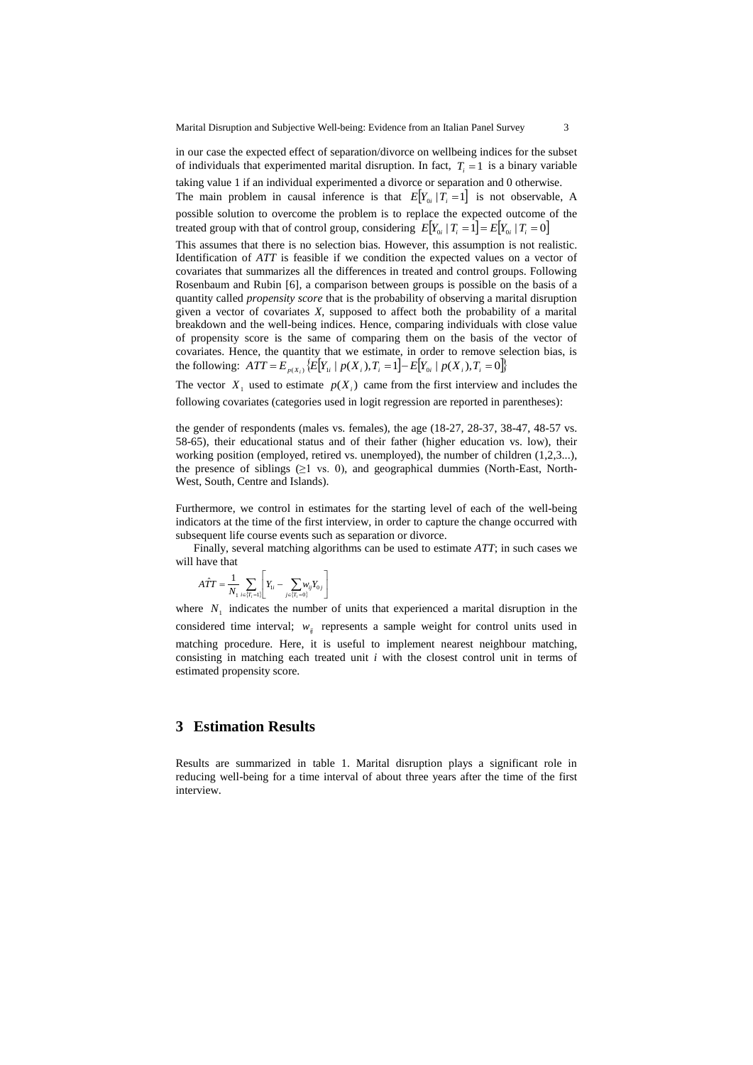in our case the expected effect of separation/divorce on wellbeing indices for the subset of individuals that experimented marital disruption. In fact, $T_i = 1$ is a binary variable taking value 1 if an individual experimented a divorce or separation and 0 otherwise.

The main problem in causal inference is that $E[Y_{0i} | T_i = 1]$ is not observable, A possible solution to overcome the problem is to replace the expected outcome of the treated group with that of control group, considering $E[Y_{0i} | T_i = 1] = E[Y_{0i} | T_i = 0]$

This assumes that there is no selection bias. However, this assumption is not realistic. Identification of *ATT* is feasible if we condition the expected values on a vector of covariates that summarizes all the differences in treated and control groups. Following Rosenbaum and Rubin [6], a comparison between groups is possible on the basis of a quantity called *propensity score* that is the probability of observing a marital disruption given a vector of covariates *X*, supposed to affect both the probability of a marital breakdown and the well-being indices. Hence, comparing individuals with close value of propensity score is the same of comparing them on the basis of the vector of covariates. Hence, the quantity that we estimate, in order to remove selection bias, is the following: $ATT = E_{p(X_i)}\{E[Y_{1i} | p(X_i), T_i = 1] - E[Y_{0i} | p(X_i), T_i = 0]\}$

The vector $X_1$ used to estimate $p(X_i)$ came from the first interview and includes the following covariates (categories used in logit regression are reported in parentheses):

the gender of respondents (males vs. females), the age (18-27, 28-37, 38-47, 48-57 vs. 58-65), their educational status and of their father (higher education vs. low), their working position (employed, retired vs. unemployed), the number of children (1,2,3...), the presence of siblings (≥1 vs. 0), and geographical dummies (North-East, North-West, South, Centre and Islands).

Furthermore, we control in estimates for the starting level of each of the well-being indicators at the time of the first interview, in order to capture the change occurred with subsequent life course events such as separation or divorce.

Finally, several matching algorithms can be used to estimate *ATT*; in such cases we will have that

$$\hat{ATT} = \frac{1}{N_1} \sum_{i \in \{T_i = 1\}} \left[ Y_{1i} - \sum_{j \in \{T_i = 0\}} w_{ij} Y_{0j} \right]$$

where $N_1$ indicates the number of units that experienced a marital disruption in the considered time interval; $w_{ij}$ represents a sample weight for control units used in matching procedure. Here, it is useful to implement nearest neighbour matching, consisting in matching each treated unit *i* with the closest control unit in terms of estimated propensity score.

## 3 Estimation Results

Results are summarized in table 1. Marital disruption plays a significant role in reducing well-being for a time interval of about three years after the time of the first interview.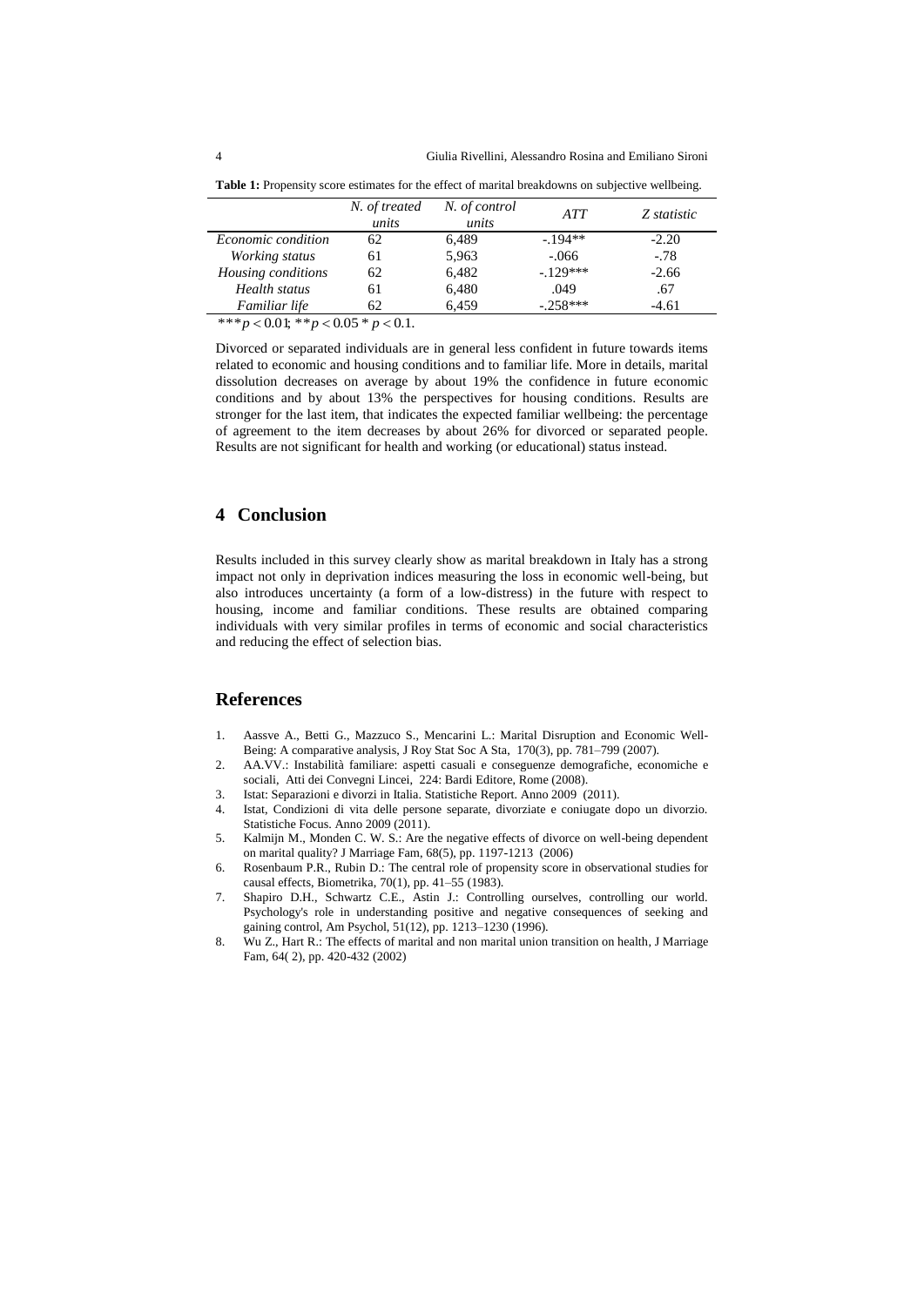**Table 1:** Propensity score estimates for the effect of marital breakdowns on subjective wellbeing.

| | *N. of treated units* | *N. of control units* | *ATT* | *Z statistic* |
|---|---|---|---|---|
| *Economic condition* | 62 | 6,489 | -.194** | -2.20 |
| *Working status* | 61 | 5,963 | -.066 | -.78 |
| *Housing conditions* | 62 | 6,482 | -.129*** | -2.66 |
| *Health status* | 61 | 6,480 | .049 | .67 |
| *Familiar life* | 62 | 6,459 | -.258*** | -4.61 |

*** $p < 0.01$; ** $p < 0.05$ * $p < 0.1$.

Divorced or separated individuals are in general less confident in future towards items related to economic and housing conditions and to familiar life. More in details, marital dissolution decreases on average by about 19% the confidence in future economic conditions and by about 13% the perspectives for housing conditions. Results are stronger for the last item, that indicates the expected familiar wellbeing: the percentage of agreement to the item decreases by about 26% for divorced or separated people. Results are not significant for health and working (or educational) status instead.

## 4 Conclusion

Results included in this survey clearly show as marital breakdown in Italy has a strong impact not only in deprivation indices measuring the loss in economic well-being, but also introduces uncertainty (a form of a low-distress) in the future with respect to housing, income and familiar conditions. These results are obtained comparing individuals with very similar profiles in terms of economic and social characteristics and reducing the effect of selection bias.

## References

1. Aassve A., Betti G., Mazzuco S., Mencarini L.: Marital Disruption and Economic Well-Being: A comparative analysis, J Roy Stat Soc A Sta, 170(3), pp. 781–799 (2007).
2. AA.VV.: Instabilità familiare: aspetti casuali e conseguenze demografiche, economiche e sociali, Atti dei Convegni Lincei, 224: Bardi Editore, Rome (2008).
3. Istat: Separazioni e divorzi in Italia. Statistiche Report. Anno 2009 (2011).
4. Istat, Condizioni di vita delle persone separate, divorziate e coniugate dopo un divorzio. Statistiche Focus. Anno 2009 (2011).
5. Kalmijn M., Monden C. W. S.: Are the negative effects of divorce on well-being dependent on marital quality? J Marriage Fam, 68(5), pp. 1197-1213 (2006)
6. Rosenbaum P.R., Rubin D.: The central role of propensity score in observational studies for causal effects, Biometrika, 70(1), pp. 41–55 (1983).
7. Shapiro D.H., Schwartz C.E., Astin J.: Controlling ourselves, controlling our world. Psychology's role in understanding positive and negative consequences of seeking and gaining control, Am Psychol, 51(12), pp. 1213–1230 (1996).
8. Wu Z., Hart R.: The effects of marital and non marital union transition on health, J Marriage Fam, 64( 2), pp. 420-432 (2002)